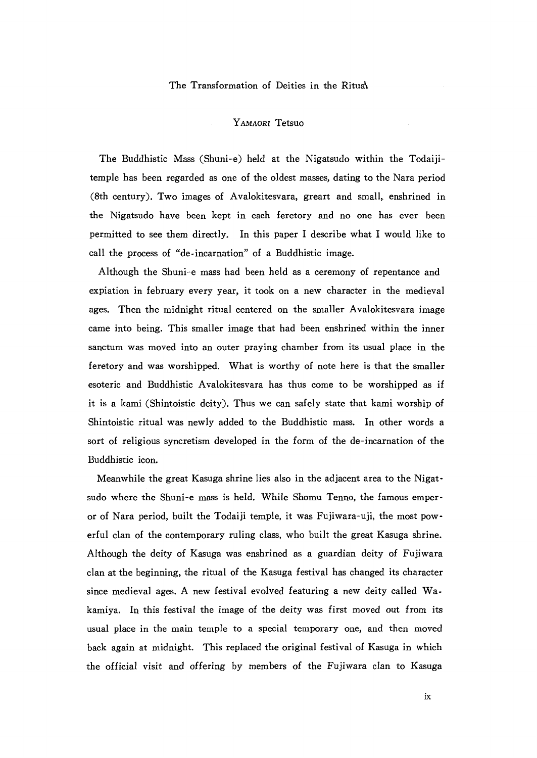# The Transformation of Deities in the Ritual

YAMAORI Tetsuo

The Buddhistic Mass (Shuni-e) held at the Nigatsudo within the Todaiji-temple has been regarded as one of the oldest masses, dating to the Nara period (8th century). Two images of Avalokitesvara, greart and small, enshrined in the Nigatsudo have been kept in each feretory and no one has ever been permitted to see them directly. In this paper I describe what I would like to call the process of "de-incarnation" of a Buddhistic image.

Although the Shuni-e mass had been held as a ceremony of repentance and expiation in february every year, it took on a new character in the medieval ages. Then the midnight ritual centered on the smaller Avalokitesvara image came into being. This smaller image that had been enshrined within the inner sanctum was moved into an outer praying chamber from its usual place in the feretory and was worshipped. What is worthy of note here is that the smaller esoteric and Buddhistic Avalokitesvara has thus come to be worshipped as if it is a kami (Shintoistic deity). Thus we can safely state that kami worship of Shintoistic ritual was newly added to the Buddhistic mass. In other words a sort of religious syncretism developed in the form of the de-incarnation of the Buddhistic icon.

Meanwhile the great Kasuga shrine lies also in the adjacent area to the Nigatsudo where the Shuni-e mass is held. While Shomu Tenno, the famous emperor of Nara period, built the Todaiji temple, it was Fujiwara-uji, the most powerful clan of the contemporary ruling class, who built the great Kasuga shrine. Although the deity of Kasuga was enshrined as a guardian deity of Fujiwara clan at the beginning, the ritual of the Kasuga festival has changed its character since medieval ages. A new festival evolved featuring a new deity called Wakamiya. In this festival the image of the deity was first moved out from its usual place in the main temple to a special temporary one, and then moved back again at midnight. This replaced the original festival of Kasuga in which the official visit and offering by members of the Fujiwara clan to Kasuga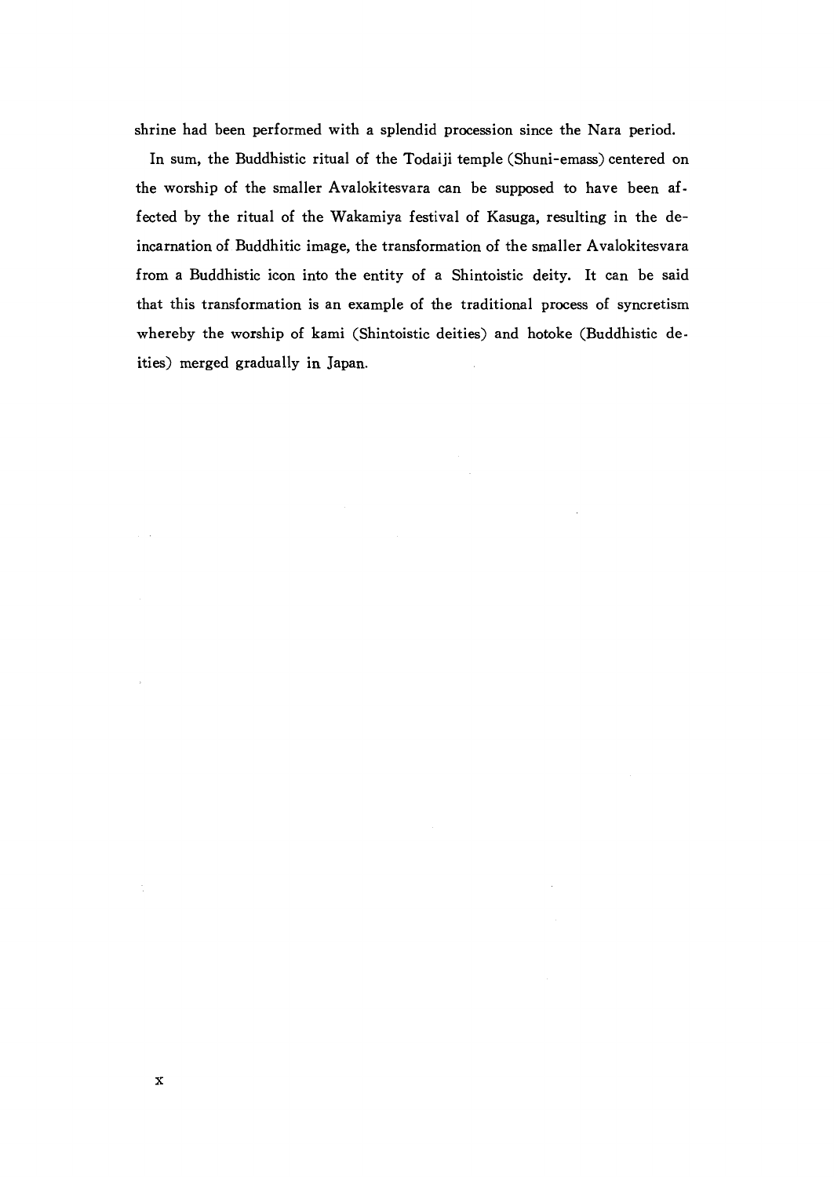shrine had been performed with a splendid procession since the Nara period.

In sum, the Buddhistic ritual of the Todaiji temple (Shuni-emass) centered on the worship of the smaller Avalokitesvara can be supposed to have been affected by the ritual of the Wakamiya festival of Kasuga, resulting in the deincarnation of Buddhitic image, the transformation of the smaller Avalokitesvara from a Buddhistic icon into the entity of a Shintoistic deity. It can be said that this transformation is an example of the traditional process of syncretism whereby the worship of kami (Shintoistic deities) and hotoke (Buddhistic deities) merged gradually in Japan.